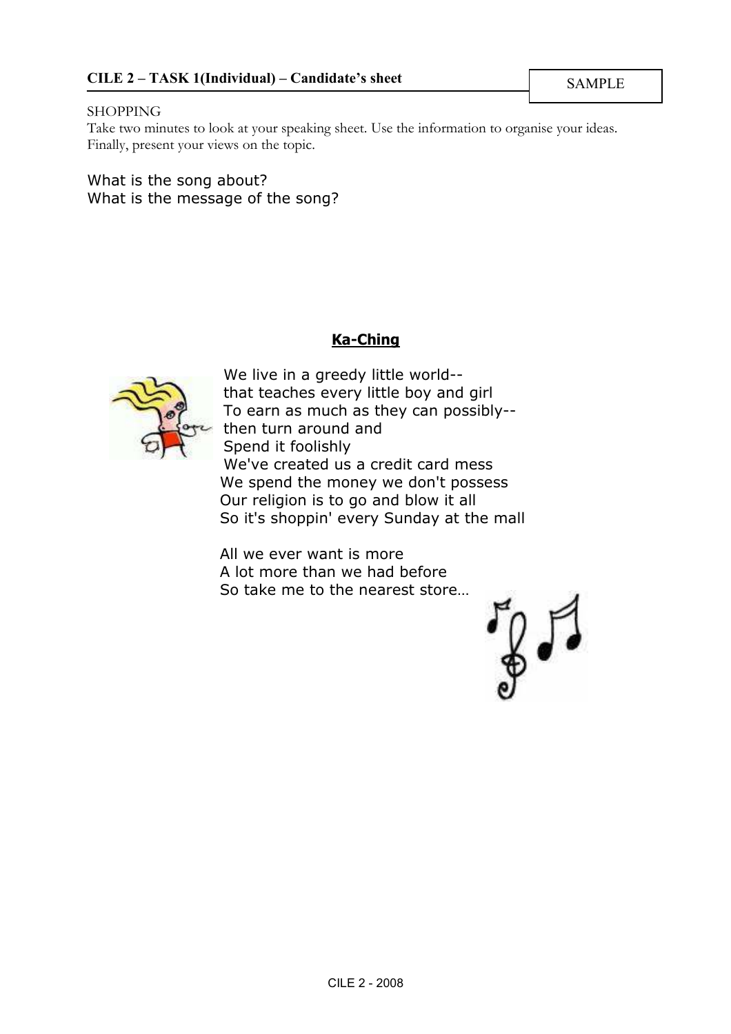## CILE 2 – TASK 1(Individual) – Candidate's sheet

SAMPLE

SHOPPING

Take two minutes to look at your speaking sheet. Use the information to organise your ideas. Finally, present your views on the topic.

What is the song about?
What is the message of the song?

### **Ka-Ching**

We live in a greedy little world--
that teaches every little boy and girl
To earn as much as they can possibly--
then turn around and
Spend it foolishly
We've created us a credit card mess
We spend the money we don't possess
Our religion is to go and blow it all
So it's shoppin' every Sunday at the mall

All we ever want is more
A lot more than we had before
So take me to the nearest store…

CILE 2 - 2008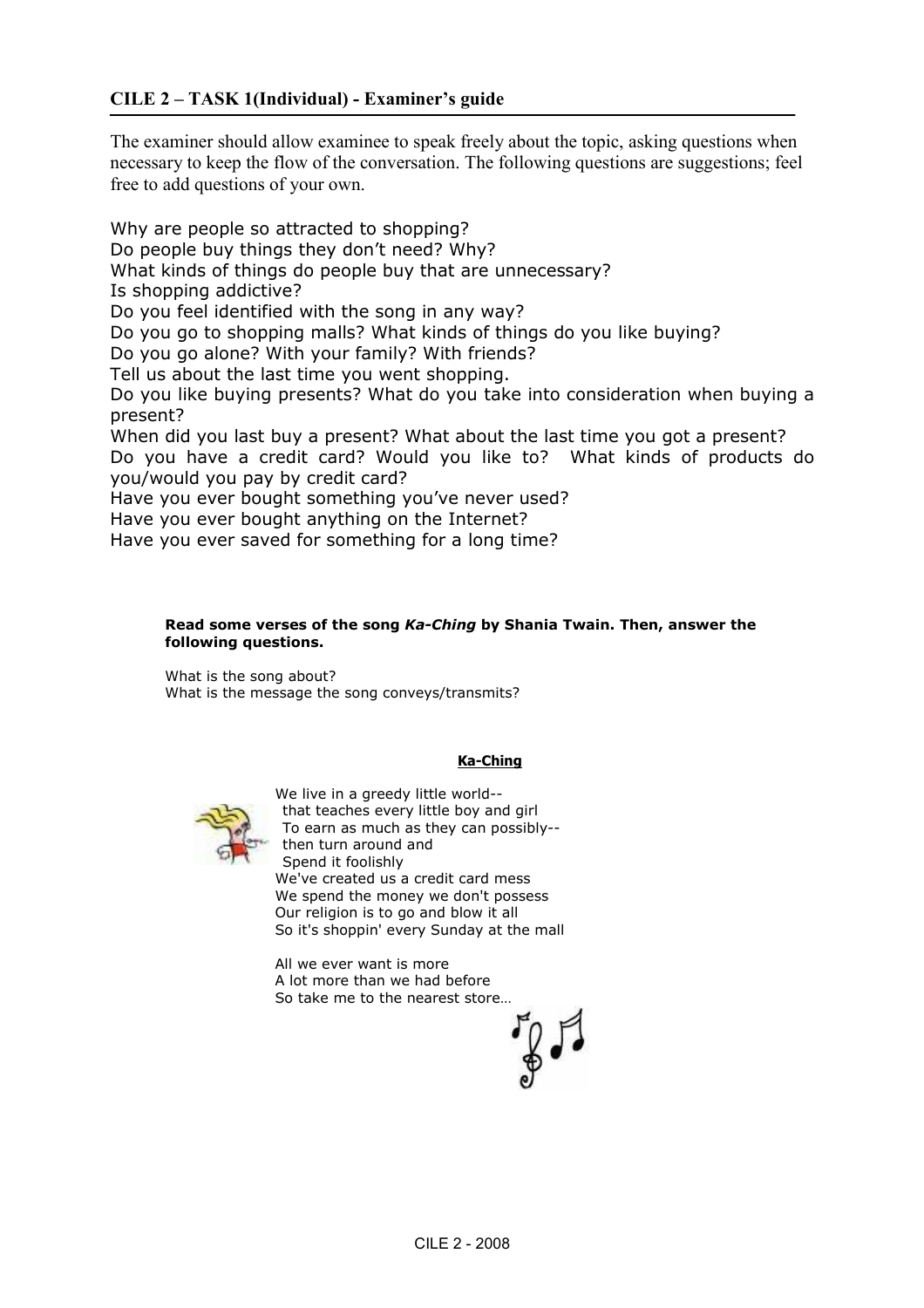## CILE 2 – TASK 1(Individual) - Examiner's guide

The examiner should allow examinee to speak freely about the topic, asking questions when necessary to keep the flow of the conversation. The following questions are suggestions; feel free to add questions of your own.

Why are people so attracted to shopping?
Do people buy things they don't need? Why?
What kinds of things do people buy that are unnecessary?
Is shopping addictive?
Do you feel identified with the song in any way?
Do you go to shopping malls? What kinds of things do you like buying?
Do you go alone? With your family? With friends?
Tell us about the last time you went shopping.
Do you like buying presents? What do you take into consideration when buying a present?
When did you last buy a present? What about the last time you got a present?
Do you have a credit card? Would you like to? What kinds of products do you/would you pay by credit card?
Have you ever bought something you've never used?
Have you ever bought anything on the Internet?
Have you ever saved for something for a long time?

**Read some verses of the song *Ka-Ching* by Shania Twain. Then, answer the following questions.**

What is the song about?
What is the message the song conveys/transmits?

**Ka-Ching**

We live in a greedy little world--
that teaches every little boy and girl
To earn as much as they can possibly--
then turn around and
Spend it foolishly
We've created us a credit card mess
We spend the money we don't possess
Our religion is to go and blow it all
So it's shoppin' every Sunday at the mall

All we ever want is more
A lot more than we had before
So take me to the nearest store…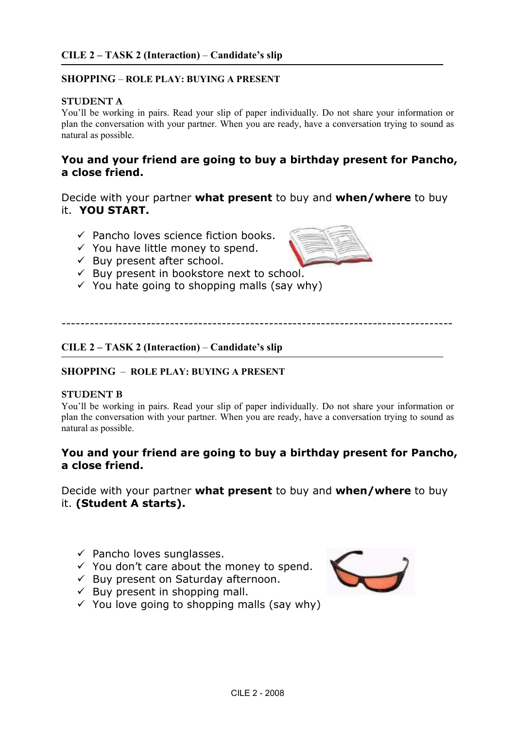**CILE 2 – TASK 2 (Interaction) – Candidate's slip**

**SHOPPING – ROLE PLAY: BUYING A PRESENT**

**STUDENT A**

You'll be working in pairs. Read your slip of paper individually. Do not share your information or plan the conversation with your partner. When you are ready, have a conversation trying to sound as natural as possible.

**You and your friend are going to buy a birthday present for Pancho, a close friend.**

Decide with your partner **what present** to buy and **when/where** to buy it. **YOU START.**

- ✓ Pancho loves science fiction books.
- ✓ You have little money to spend.
- ✓ Buy present after school.
- ✓ Buy present in bookstore next to school.
- ✓ You hate going to shopping malls (say why)

---

**CILE 2 – TASK 2 (Interaction) – Candidate's slip**

**SHOPPING – ROLE PLAY: BUYING A PRESENT**

**STUDENT B**

You'll be working in pairs. Read your slip of paper individually. Do not share your information or plan the conversation with your partner. When you are ready, have a conversation trying to sound as natural as possible.

**You and your friend are going to buy a birthday present for Pancho, a close friend.**

Decide with your partner **what present** to buy and **when/where** to buy it. **(Student A starts).**

- ✓ Pancho loves sunglasses.
- ✓ You don't care about the money to spend.
- ✓ Buy present on Saturday afternoon.
- ✓ Buy present in shopping mall.
- ✓ You love going to shopping malls (say why)